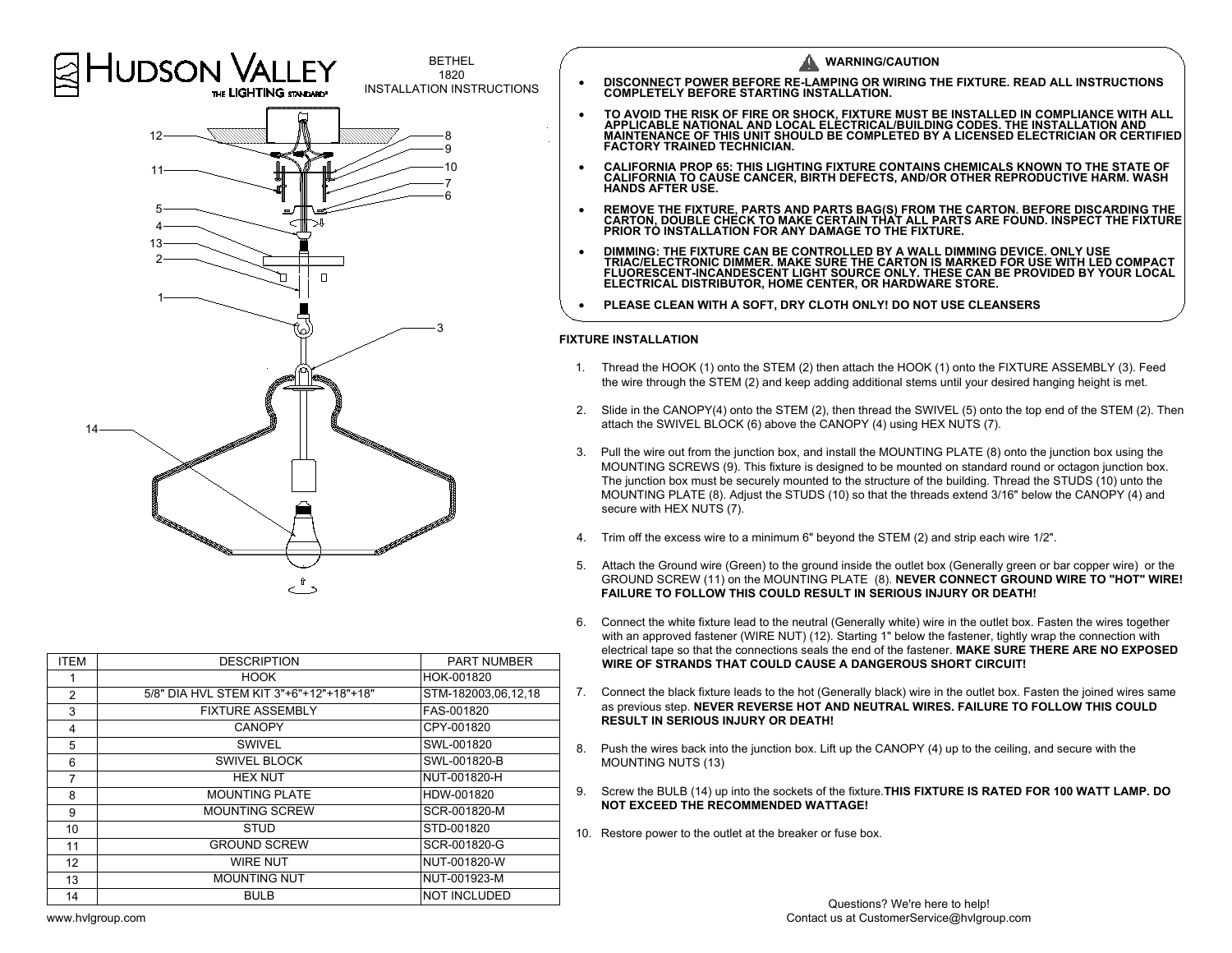# HUDSON VALLEY
THE LIGHTING STANDARD

BETHEL
1820
INSTALLATION INSTRUCTIONS

| ITEM | DESCRIPTION | PART NUMBER |
|---|---|---|
| 1 | HOOK | HOK-001820 |
| 2 | 5/8" DIA HVL STEM KIT 3"+6"+12"+18"+18" | STM-182003,06,12,18 |
| 3 | FIXTURE ASSEMBLY | FAS-001820 |
| 4 | CANOPY | CPY-001820 |
| 5 | SWIVEL | SWL-001820 |
| 6 | SWIVEL BLOCK | SWL-001820-B |
| 7 | HEX NUT | NUT-001820-H |
| 8 | MOUNTING PLATE | HDW-001820 |
| 9 | MOUNTING SCREW | SCR-001820-M |
| 10 | STUD | STD-001820 |
| 11 | GROUND SCREW | SCR-001820-G |
| 12 | WIRE NUT | NUT-001820-W |
| 13 | MOUNTING NUT | NUT-001923-M |
| 14 | BULB | NOT INCLUDED |

www.hvlgroup.com

## ⚠ WARNING/CAUTION

- **DISCONNECT POWER BEFORE RE-LAMPING OR WIRING THE FIXTURE. READ ALL INSTRUCTIONS COMPLETELY BEFORE STARTING INSTALLATION.**
- **TO AVOID THE RISK OF FIRE OR SHOCK, FIXTURE MUST BE INSTALLED IN COMPLIANCE WITH ALL APPLICABLE NATIONAL AND LOCAL ELECTRICAL/BUILDING CODES. THE INSTALLATION AND MAINTENANCE OF THIS UNIT SHOULD BE COMPLETED BY A LICENSED ELECTRICIAN OR CERTIFIED FACTORY TRAINED TECHNICIAN.**
- **CALIFORNIA PROP 65: THIS LIGHTING FIXTURE CONTAINS CHEMICALS KNOWN TO THE STATE OF CALIFORNIA TO CAUSE CANCER, BIRTH DEFECTS, AND/OR OTHER REPRODUCTIVE HARM. WASH HANDS AFTER USE.**
- **REMOVE THE FIXTURE, PARTS AND PARTS BAG(S) FROM THE CARTON. BEFORE DISCARDING THE CARTON, DOUBLE CHECK TO MAKE CERTAIN THAT ALL PARTS ARE FOUND. INSPECT THE FIXTURE PRIOR TO INSTALLATION FOR ANY DAMAGE TO THE FIXTURE.**
- **DIMMING: THE FIXTURE CAN BE CONTROLLED BY A WALL DIMMING DEVICE. ONLY USE TRIAC/ELECTRONIC DIMMER. MAKE SURE THE CARTON IS MARKED FOR USE WITH LED COMPACT FLUORESCENT-INCANDESCENT LIGHT SOURCE ONLY. THESE CAN BE PROVIDED BY YOUR LOCAL ELECTRICAL DISTRIBUTOR, HOME CENTER, OR HARDWARE STORE.**
- **PLEASE CLEAN WITH A SOFT, DRY CLOTH ONLY! DO NOT USE CLEANSERS**

## FIXTURE INSTALLATION

1. Thread the HOOK (1) onto the STEM (2) then attach the HOOK (1) onto the FIXTURE ASSEMBLY (3). Feed the wire through the STEM (2) and keep adding additional stems until your desired hanging height is met.
2. Slide in the CANOPY(4) onto the STEM (2), then thread the SWIVEL (5) onto the top end of the STEM (2). Then attach the SWIVEL BLOCK (6) above the CANOPY (4) using HEX NUTS (7).
3. Pull the wire out from the junction box, and install the MOUNTING PLATE (8) onto the junction box using the MOUNTING SCREWS (9). This fixture is designed to be mounted on standard round or octagon junction box. The junction box must be securely mounted to the structure of the building. Thread the STUDS (10) unto the MOUNTING PLATE (8). Adjust the STUDS (10) so that the threads extend 3/16" below the CANOPY (4) and secure with HEX NUTS (7).
4. Trim off the excess wire to a minimum 6" beyond the STEM (2) and strip each wire 1/2".
5. Attach the Ground wire (Green) to the ground inside the outlet box (Generally green or bar copper wire) or the GROUND SCREW (11) on the MOUNTING PLATE (8). **NEVER CONNECT GROUND WIRE TO "HOT" WIRE! FAILURE TO FOLLOW THIS COULD RESULT IN SERIOUS INJURY OR DEATH!**
6. Connect the white fixture lead to the neutral (Generally white) wire in the outlet box. Fasten the wires together with an approved fastener (WIRE NUT) (12). Starting 1" below the fastener, tightly wrap the connection with electrical tape so that the connections seals the end of the fastener. **MAKE SURE THERE ARE NO EXPOSED WIRE OF STRANDS THAT COULD CAUSE A DANGEROUS SHORT CIRCUIT!**
7. Connect the black fixture leads to the hot (Generally black) wire in the outlet box. Fasten the joined wires same as previous step. **NEVER REVERSE HOT AND NEUTRAL WIRES. FAILURE TO FOLLOW THIS COULD RESULT IN SERIOUS INJURY OR DEATH!**
8. Push the wires back into the junction box. Lift up the CANOPY (4) up to the ceiling, and secure with the MOUNTING NUTS (13)
9. Screw the BULB (14) up into the sockets of the fixture.**THIS FIXTURE IS RATED FOR 100 WATT LAMP. DO NOT EXCEED THE RECOMMENDED WATTAGE!**
10. Restore power to the outlet at the breaker or fuse box.

Questions? We're here to help!
Contact us at CustomerService@hvlgroup.com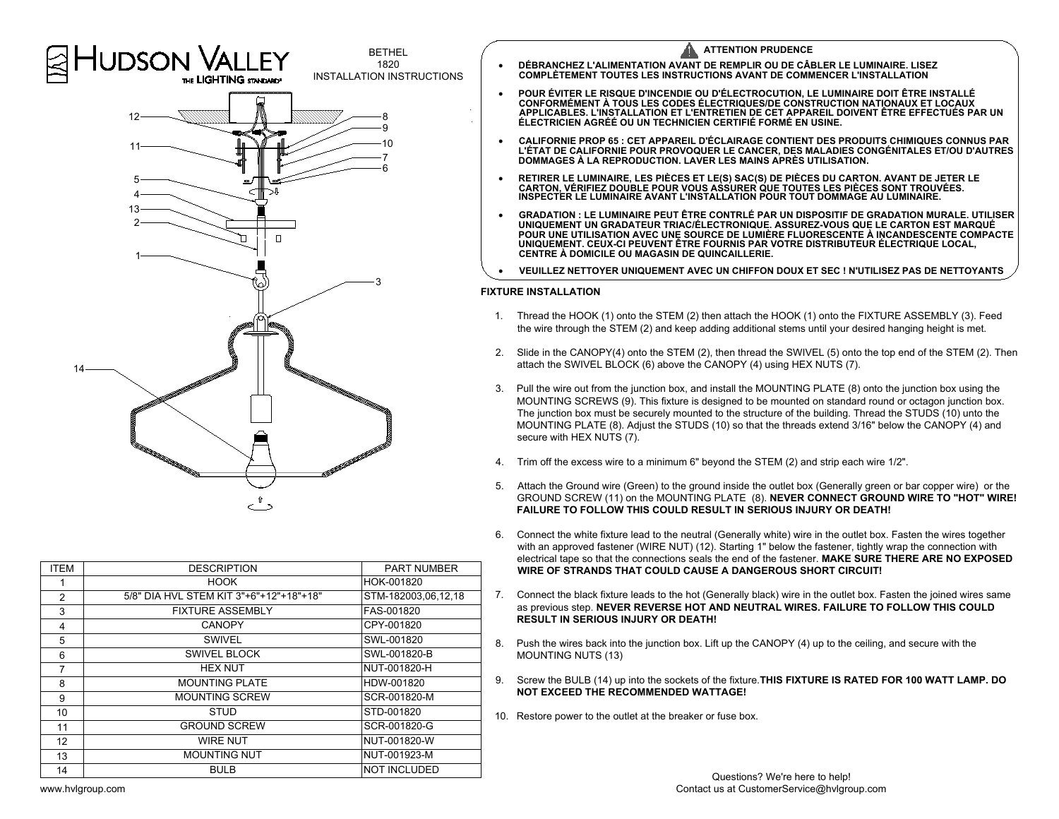# HUDSON VALLEY
THE LIGHTING STANDARD®

BETHEL
1820
INSTALLATION INSTRUCTIONS

12
11
5
4
13
2
1
14
8
9
10
7
6
3

| ITEM | DESCRIPTION | PART NUMBER |
|---|---|---|
| 1 | HOOK | HOK-001820 |
| 2 | 5/8" DIA HVL STEM KIT 3"+6"+12"+18"+18" | STM-182003,06,12,18 |
| 3 | FIXTURE ASSEMBLY | FAS-001820 |
| 4 | CANOPY | CPY-001820 |
| 5 | SWIVEL | SWL-001820 |
| 6 | SWIVEL BLOCK | SWL-001820-B |
| 7 | HEX NUT | NUT-001820-H |
| 8 | MOUNTING PLATE | HDW-001820 |
| 9 | MOUNTING SCREW | SCR-001820-M |
| 10 | STUD | STD-001820 |
| 11 | GROUND SCREW | SCR-001820-G |
| 12 | WIRE NUT | NUT-001820-W |
| 13 | MOUNTING NUT | NUT-001923-M |
| 14 | BULB | NOT INCLUDED |

www.hvlgroup.com

**ATTENTION PRUDENCE**

- **DÉBRANCHEZ L'ALIMENTATION AVANT DE REMPLIR OU DE CÂBLER LE LUMINAIRE. LISEZ COMPLÈTEMENT TOUTES LES INSTRUCTIONS AVANT DE COMMENCER L'INSTALLATION**
- **POUR ÉVITER LE RISQUE D'INCENDIE OU D'ÉLECTROCUTION, LE LUMINAIRE DOIT ÊTRE INSTALLÉ CONFORMÉMENT À TOUS LES CODES ÉLECTRIQUES/DE CONSTRUCTION NATIONAUX ET LOCAUX APPLICABLES. L'INSTALLATION ET L'ENTRETIEN DE CET APPAREIL DOIVENT ÊTRE EFFECTUÉS PAR UN ÉLECTRICIEN AGRÉÉ OU UN TECHNICIEN CERTIFIÉ FORMÉ EN USINE.**
- **CALIFORNIE PROP 65 : CET APPAREIL D'ÉCLAIRAGE CONTIENT DES PRODUITS CHIMIQUES CONNUS PAR L'ÉTAT DE CALIFORNIE POUR PROVOQUER LE CANCER, DES MALADIES CONGÉNITALES ET/OU D'AUTRES DOMMAGES À LA REPRODUCTION. LAVER LES MAINS APRÈS UTILISATION.**
- **RETIRER LE LUMINAIRE, LES PIÈCES ET LE(S) SAC(S) DE PIÈCES DU CARTON. AVANT DE JETER LE CARTON, VÉRIFIEZ DOUBLE POUR VOUS ASSURER QUE TOUTES LES PIÈCES SONT TROUVÉES. INSPECTER LE LUMINAIRE AVANT L'INSTALLATION POUR TOUT DOMMAGE AU LUMINAIRE.**
- **GRADATION : LE LUMINAIRE PEUT ÊTRE CONTRLÉ PAR UN DISPOSITIF DE GRADATION MURALE. UTILISER UNIQUEMENT UN GRADATEUR TRIAC/ÉLECTRONIQUE. ASSUREZ-VOUS QUE LE CARTON EST MARQUÉ POUR UNE UTILISATION AVEC UNE SOURCE DE LUMIÈRE FLUORESCENTE À INCANDESCENTE COMPACTE UNIQUEMENT. CEUX-CI PEUVENT ÊTRE FOURNIS PAR VOTRE DISTRIBUTEUR ÉLECTRIQUE LOCAL, CENTRE À DOMICILE OU MAGASIN DE QUINCAILLERIE.**
- **VEUILLEZ NETTOYER UNIQUEMENT AVEC UN CHIFFON DOUX ET SEC ! N'UTILISEZ PAS DE NETTOYANTS**

**FIXTURE INSTALLATION**

1. Thread the HOOK (1) onto the STEM (2) then attach the HOOK (1) onto the FIXTURE ASSEMBLY (3). Feed the wire through the STEM (2) and keep adding additional stems until your desired hanging height is met.
2. Slide in the CANOPY(4) onto the STEM (2), then thread the SWIVEL (5) onto the top end of the STEM (2). Then attach the SWIVEL BLOCK (6) above the CANOPY (4) using HEX NUTS (7).
3. Pull the wire out from the junction box, and install the MOUNTING PLATE (8) onto the junction box using the MOUNTING SCREWS (9). This fixture is designed to be mounted on standard round or octagon junction box. The junction box must be securely mounted to the structure of the building. Thread the STUDS (10) unto the MOUNTING PLATE (8). Adjust the STUDS (10) so that the threads extend 3/16" below the CANOPY (4) and secure with HEX NUTS (7).
4. Trim off the excess wire to a minimum 6" beyond the STEM (2) and strip each wire 1/2".
5. Attach the Ground wire (Green) to the ground inside the outlet box (Generally green or bar copper wire) or the GROUND SCREW (11) on the MOUNTING PLATE (8). **NEVER CONNECT GROUND WIRE TO "HOT" WIRE! FAILURE TO FOLLOW THIS COULD RESULT IN SERIOUS INJURY OR DEATH!**
6. Connect the white fixture lead to the neutral (Generally white) wire in the outlet box. Fasten the wires together with an approved fastener (WIRE NUT) (12). Starting 1" below the fastener, tightly wrap the connection with electrical tape so that the connections seals the end of the fastener. **MAKE SURE THERE ARE NO EXPOSED WIRE OF STRANDS THAT COULD CAUSE A DANGEROUS SHORT CIRCUIT!**
7. Connect the black fixture leads to the hot (Generally black) wire in the outlet box. Fasten the joined wires same as previous step. **NEVER REVERSE HOT AND NEUTRAL WIRES. FAILURE TO FOLLOW THIS COULD RESULT IN SERIOUS INJURY OR DEATH!**
8. Push the wires back into the junction box. Lift up the CANOPY (4) up to the ceiling, and secure with the MOUNTING NUTS (13)
9. Screw the BULB (14) up into the sockets of the fixture.**THIS FIXTURE IS RATED FOR 100 WATT LAMP. DO NOT EXCEED THE RECOMMENDED WATTAGE!**
10. Restore power to the outlet at the breaker or fuse box.

Questions? We're here to help!
Contact us at CustomerService@hvlgroup.com